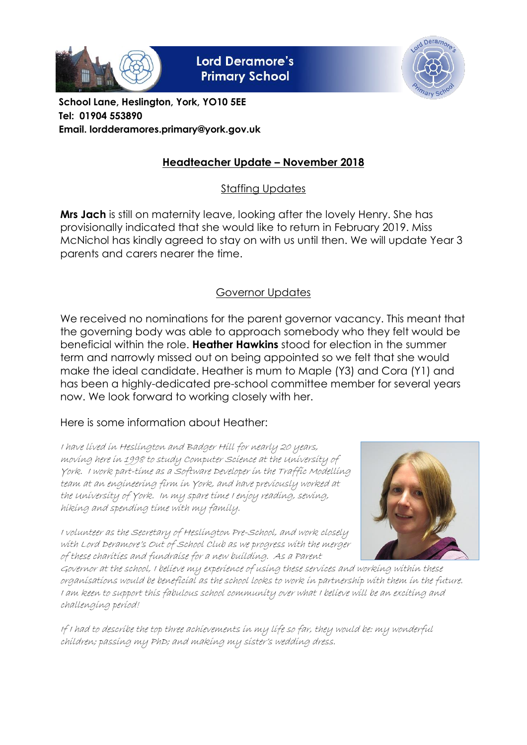**Lord Deramore's Primary School**

**School Lane, Heslington, York, YO10 5EE**
**Tel: 01904 553890**
**Email. lordderamores.primary@york.gov.uk**

## Headteacher Update – November 2018

### Staffing Updates

**Mrs Jach** is still on maternity leave, looking after the lovely Henry. She has provisionally indicated that she would like to return in February 2019. Miss McNichol has kindly agreed to stay on with us until then. We will update Year 3 parents and carers nearer the time.

### Governor Updates

We received no nominations for the parent governor vacancy. This meant that the governing body was able to approach somebody who they felt would be beneficial within the role. **Heather Hawkins** stood for election in the summer term and narrowly missed out on being appointed so we felt that she would make the ideal candidate. Heather is mum to Maple (Y3) and Cora (Y1) and has been a highly-dedicated pre-school committee member for several years now. We look forward to working closely with her.

Here is some information about Heather:

*I have lived in Heslington and Badger Hill for nearly 20 years, moving here in 1998 to study Computer Science at the University of York. I work part-time as a Software Developer in the Traffic Modelling team at an engineering firm in York, and have previously worked at the University of York. In my spare time I enjoy reading, sewing, hiking and spending time with my family.*

*I volunteer as the Secretary of Heslington Pre-School, and work closely with Lord Deramore's Out of School Club as we progress with the merger of these charities and fundraise for a new building. As a Parent Governor at the school, I believe my experience of using these services and working within these organisations would be beneficial as the school looks to work in partnership with them in the future. I am keen to support this fabulous school community over what I believe will be an exciting and challenging period!*

*If I had to describe the top three achievements in my life so far, they would be: my wonderful children; passing my PhD; and making my sister's wedding dress.*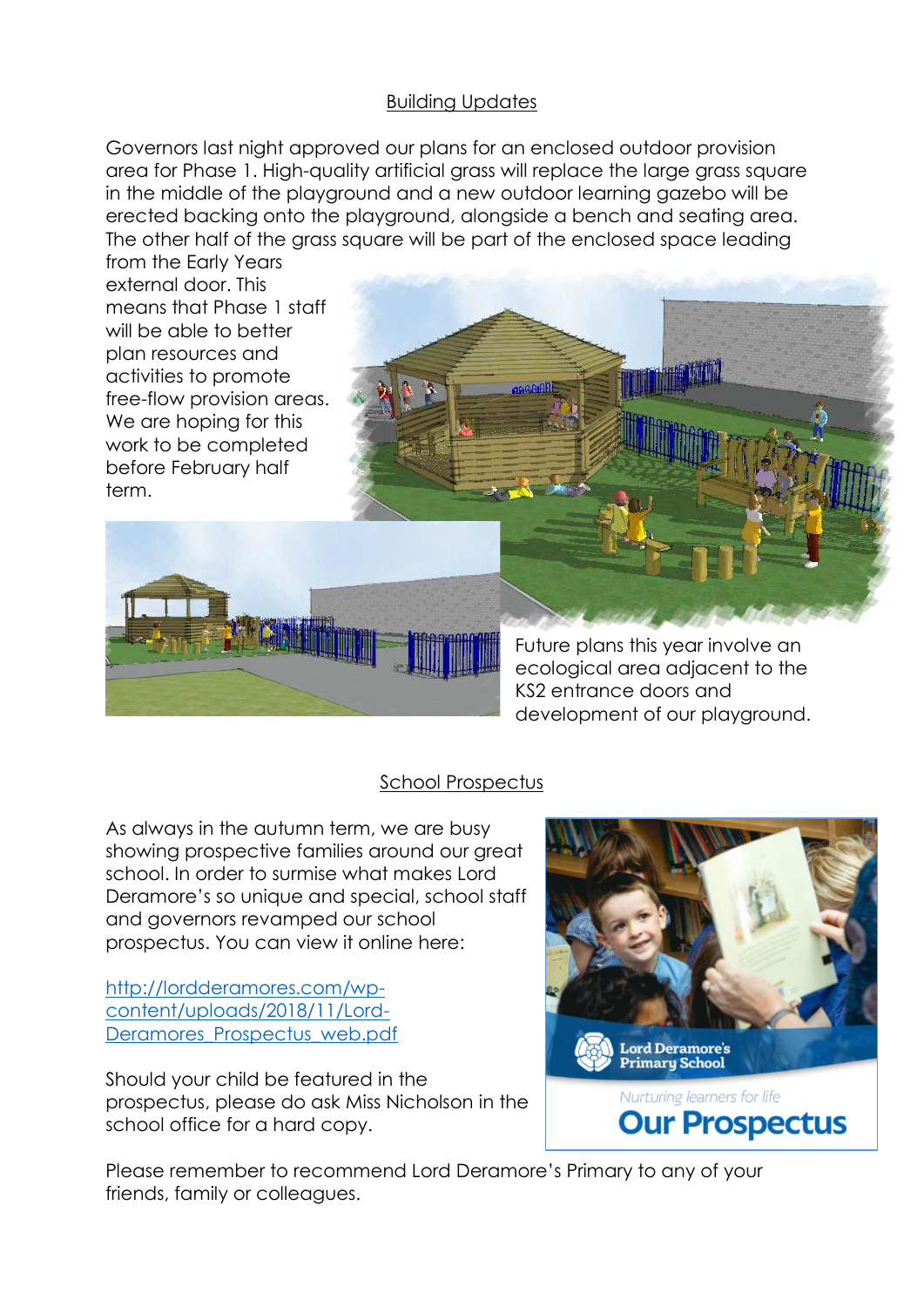## Building Updates

Governors last night approved our plans for an enclosed outdoor provision area for Phase 1. High-quality artificial grass will replace the large grass square in the middle of the playground and a new outdoor learning gazebo will be erected backing onto the playground, alongside a bench and seating area. The other half of the grass square will be part of the enclosed space leading from the Early Years external door. This means that Phase 1 staff will be able to better plan resources and activities to promote free-flow provision areas. We are hoping for this work to be completed before February half term.

Future plans this year involve an ecological area adjacent to the KS2 entrance doors and development of our playground.

## School Prospectus

As always in the autumn term, we are busy showing prospective families around our great school. In order to surmise what makes Lord Deramore's so unique and special, school staff and governors revamped our school prospectus. You can view it online here:

[http://lordderamores.com/wp-content/uploads/2018/11/Lord-Deramores_Prospectus_web.pdf](http://lordderamores.com/wp-content/uploads/2018/11/Lord-Deramores_Prospectus_web.pdf)

Should your child be featured in the prospectus, please do ask Miss Nicholson in the school office for a hard copy.

Please remember to recommend Lord Deramore's Primary to any of your friends, family or colleagues.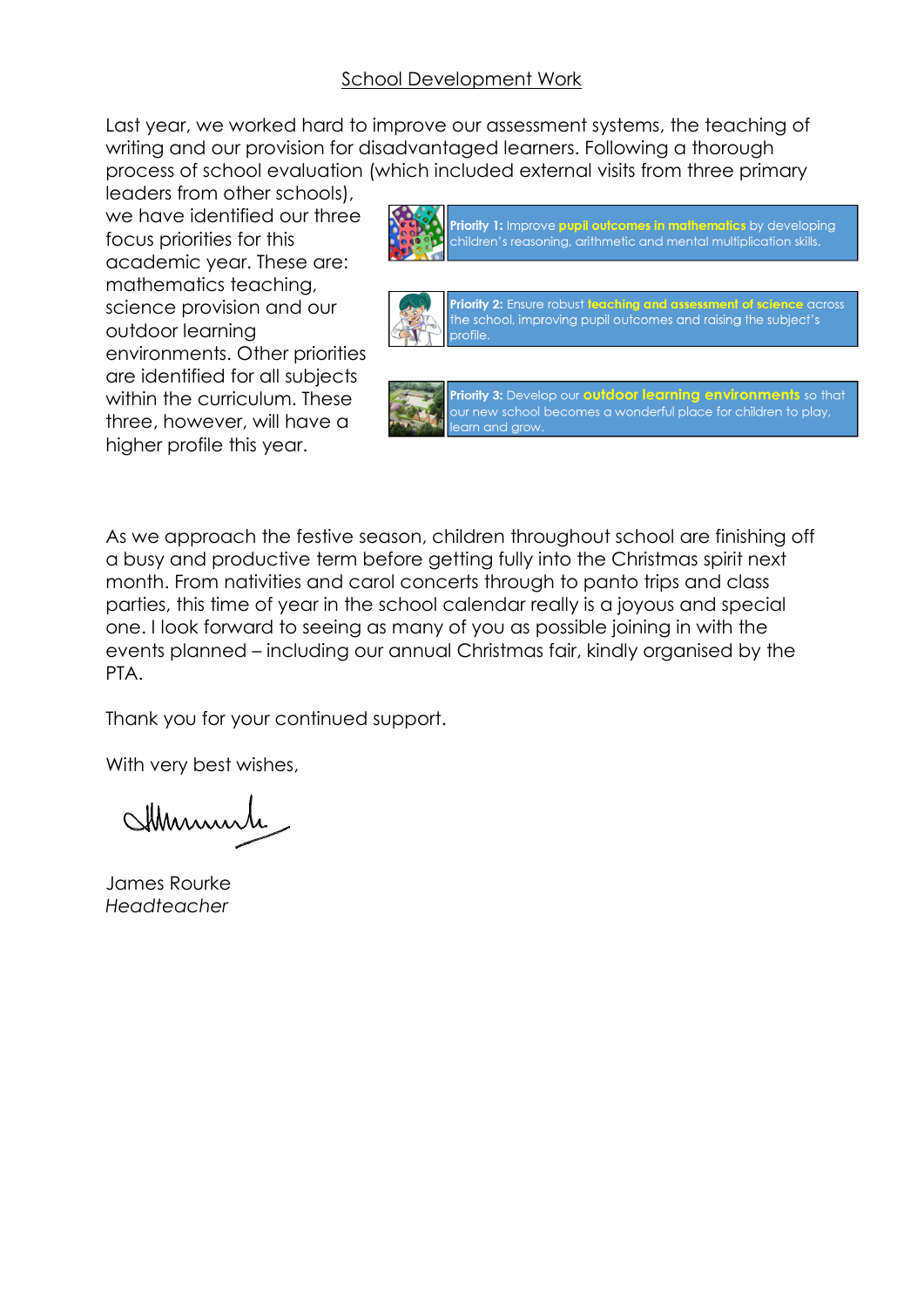## School Development Work

Last year, we worked hard to improve our assessment systems, the teaching of writing and our provision for disadvantaged learners. Following a thorough process of school evaluation (which included external visits from three primary leaders from other schools), we have identified our three focus priorities for this academic year. These are: mathematics teaching, science provision and our outdoor learning environments. Other priorities are identified for all subjects within the curriculum. These three, however, will have a higher profile this year.

**Priority 1:** Improve **pupil outcomes in mathematics** by developing children's reasoning, arithmetic and mental multiplication skills.

**Priority 2:** Ensure robust **teaching and assessment of science** across the school, improving pupil outcomes and raising the subject's profile.

**Priority 3:** Develop our **outdoor learning environments** so that our new school becomes a wonderful place for children to play, learn and grow.

As we approach the festive season, children throughout school are finishing off a busy and productive term before getting fully into the Christmas spirit next month. From nativities and carol concerts through to panto trips and class parties, this time of year in the school calendar really is a joyous and special one. I look forward to seeing as many of you as possible joining in with the events planned – including our annual Christmas fair, kindly organised by the PTA.

Thank you for your continued support.

With very best wishes,

James Rourke
*Headteacher*